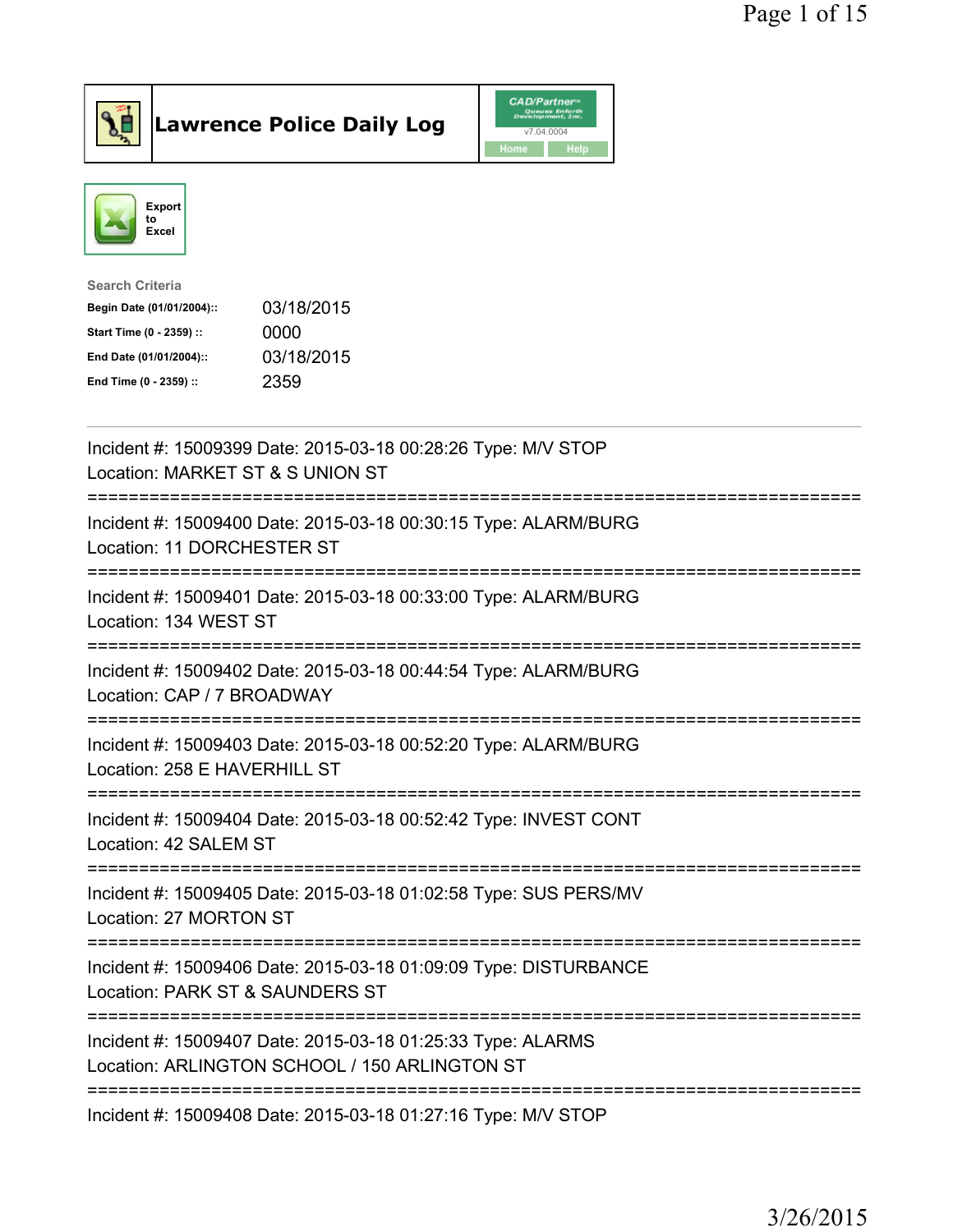# Lawrence Police Daily Log

Export to Excel

**Search Criteria**

| | |
|---|---|
| Begin Date (01/01/2004):: | 03/18/2015 |
| Start Time (0 - 2359) :: | 0000 |
| End Date (01/01/2004):: | 03/18/2015 |
| End Time (0 - 2359) :: | 2359 |

---

Incident #: 15009399 Date: 2015-03-18 00:28:26 Type: M/V STOP
Location: MARKET ST & S UNION ST

===========================================================================

Incident #: 15009400 Date: 2015-03-18 00:30:15 Type: ALARM/BURG
Location: 11 DORCHESTER ST

===========================================================================

Incident #: 15009401 Date: 2015-03-18 00:33:00 Type: ALARM/BURG
Location: 134 WEST ST

===========================================================================

Incident #: 15009402 Date: 2015-03-18 00:44:54 Type: ALARM/BURG
Location: CAP / 7 BROADWAY

===========================================================================

Incident #: 15009403 Date: 2015-03-18 00:52:20 Type: ALARM/BURG
Location: 258 E HAVERHILL ST

===========================================================================

Incident #: 15009404 Date: 2015-03-18 00:52:42 Type: INVEST CONT
Location: 42 SALEM ST

===========================================================================

Incident #: 15009405 Date: 2015-03-18 01:02:58 Type: SUS PERS/MV
Location: 27 MORTON ST

===========================================================================

Incident #: 15009406 Date: 2015-03-18 01:09:09 Type: DISTURBANCE
Location: PARK ST & SAUNDERS ST

===========================================================================

Incident #: 15009407 Date: 2015-03-18 01:25:33 Type: ALARMS
Location: ARLINGTON SCHOOL / 150 ARLINGTON ST

===========================================================================

Incident #: 15009408 Date: 2015-03-18 01:27:16 Type: M/V STOP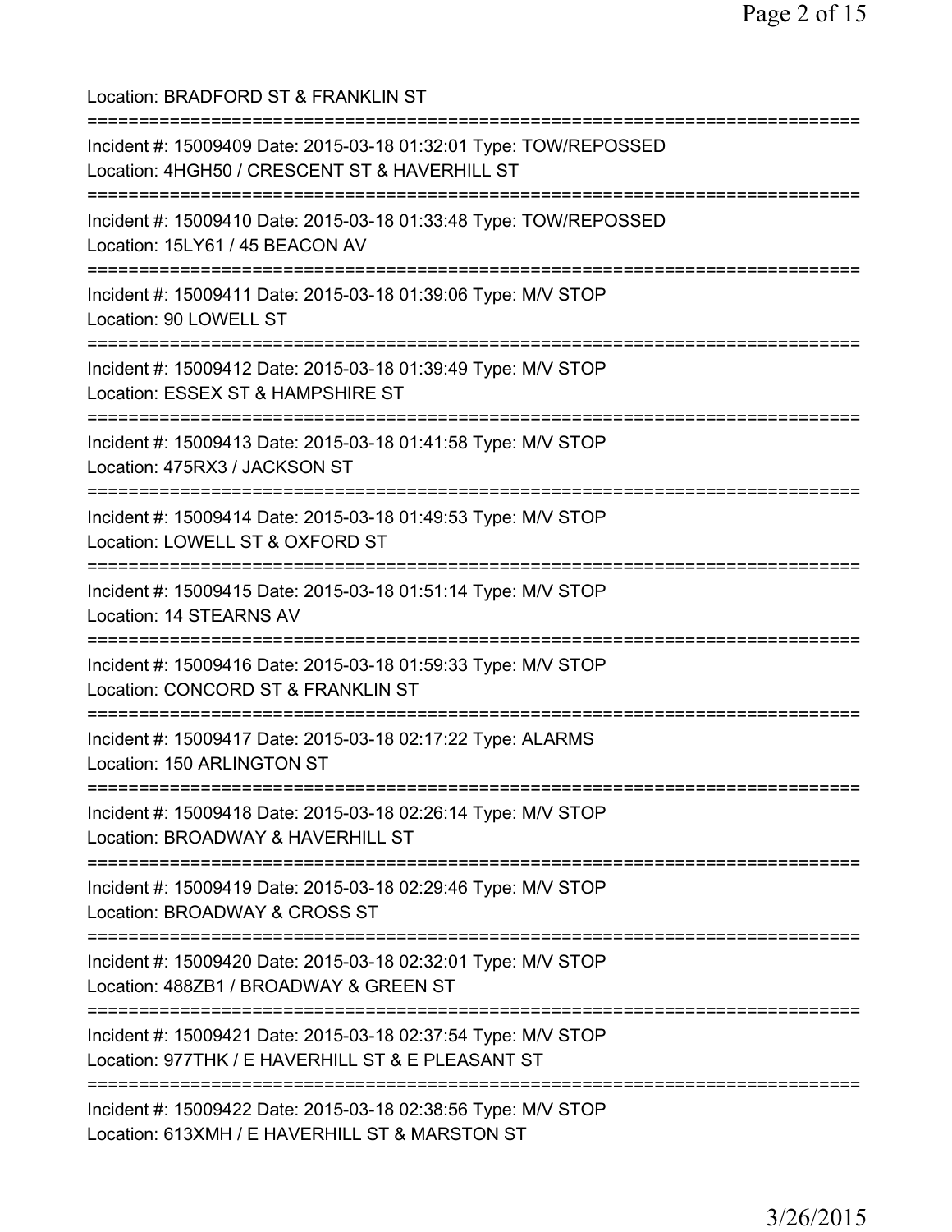Location: BRADFORD ST & FRANKLIN ST

===========================================================================

Incident #: 15009409 Date: 2015-03-18 01:32:01 Type: TOW/REPOSSED
Location: 4HGH50 / CRESCENT ST & HAVERHILL ST

===========================================================================

Incident #: 15009410 Date: 2015-03-18 01:33:48 Type: TOW/REPOSSED
Location: 15LY61 / 45 BEACON AV

===========================================================================

Incident #: 15009411 Date: 2015-03-18 01:39:06 Type: M/V STOP
Location: 90 LOWELL ST

===========================================================================

Incident #: 15009412 Date: 2015-03-18 01:39:49 Type: M/V STOP
Location: ESSEX ST & HAMPSHIRE ST

===========================================================================

Incident #: 15009413 Date: 2015-03-18 01:41:58 Type: M/V STOP
Location: 475RX3 / JACKSON ST

===========================================================================

Incident #: 15009414 Date: 2015-03-18 01:49:53 Type: M/V STOP
Location: LOWELL ST & OXFORD ST

===========================================================================

Incident #: 15009415 Date: 2015-03-18 01:51:14 Type: M/V STOP
Location: 14 STEARNS AV

===========================================================================

Incident #: 15009416 Date: 2015-03-18 01:59:33 Type: M/V STOP
Location: CONCORD ST & FRANKLIN ST

===========================================================================

Incident #: 15009417 Date: 2015-03-18 02:17:22 Type: ALARMS
Location: 150 ARLINGTON ST

===========================================================================

Incident #: 15009418 Date: 2015-03-18 02:26:14 Type: M/V STOP
Location: BROADWAY & HAVERHILL ST

===========================================================================

Incident #: 15009419 Date: 2015-03-18 02:29:46 Type: M/V STOP
Location: BROADWAY & CROSS ST

===========================================================================

Incident #: 15009420 Date: 2015-03-18 02:32:01 Type: M/V STOP
Location: 488ZB1 / BROADWAY & GREEN ST

===========================================================================

Incident #: 15009421 Date: 2015-03-18 02:37:54 Type: M/V STOP
Location: 977THK / E HAVERHILL ST & E PLEASANT ST

===========================================================================

Incident #: 15009422 Date: 2015-03-18 02:38:56 Type: M/V STOP
Location: 613XMH / E HAVERHILL ST & MARSTON ST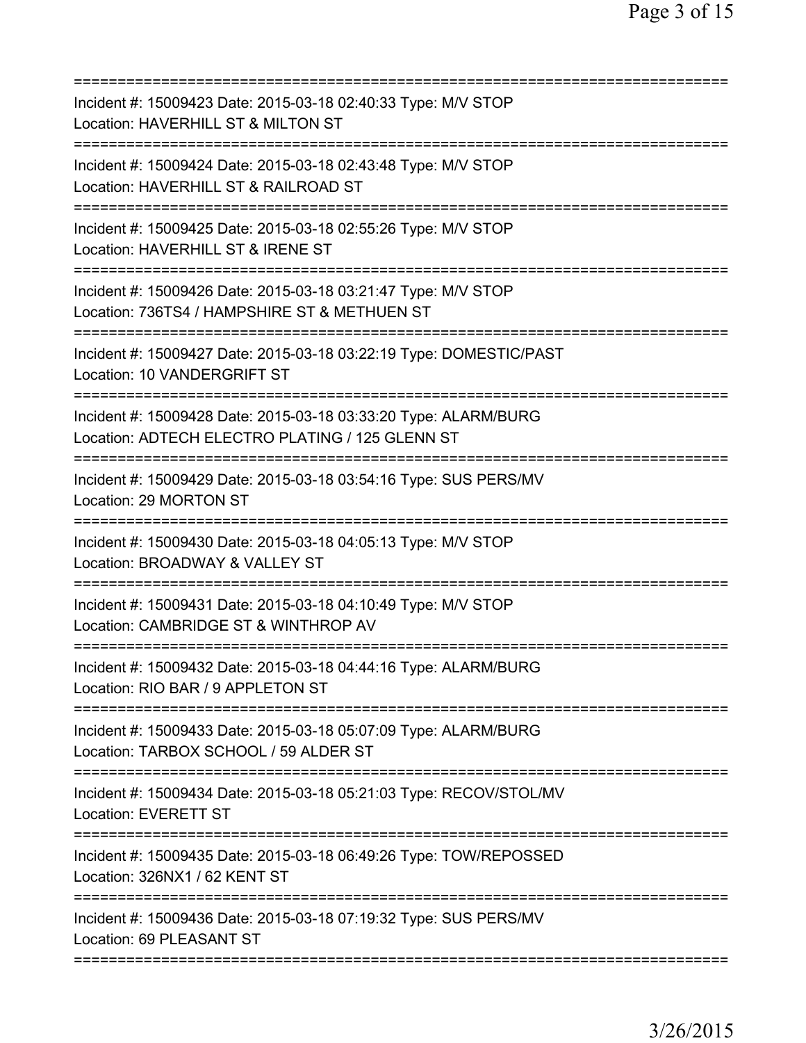===========================================================================
Incident #: 15009423 Date: 2015-03-18 02:40:33 Type: M/V STOP
Location: HAVERHILL ST & MILTON ST
===========================================================================
Incident #: 15009424 Date: 2015-03-18 02:43:48 Type: M/V STOP
Location: HAVERHILL ST & RAILROAD ST
===========================================================================
Incident #: 15009425 Date: 2015-03-18 02:55:26 Type: M/V STOP
Location: HAVERHILL ST & IRENE ST
===========================================================================
Incident #: 15009426 Date: 2015-03-18 03:21:47 Type: M/V STOP
Location: 736TS4 / HAMPSHIRE ST & METHUEN ST
===========================================================================
Incident #: 15009427 Date: 2015-03-18 03:22:19 Type: DOMESTIC/PAST
Location: 10 VANDERGRIFT ST
===========================================================================
Incident #: 15009428 Date: 2015-03-18 03:33:20 Type: ALARM/BURG
Location: ADTECH ELECTRO PLATING / 125 GLENN ST
===========================================================================
Incident #: 15009429 Date: 2015-03-18 03:54:16 Type: SUS PERS/MV
Location: 29 MORTON ST
===========================================================================
Incident #: 15009430 Date: 2015-03-18 04:05:13 Type: M/V STOP
Location: BROADWAY & VALLEY ST
===========================================================================
Incident #: 15009431 Date: 2015-03-18 04:10:49 Type: M/V STOP
Location: CAMBRIDGE ST & WINTHROP AV
===========================================================================
Incident #: 15009432 Date: 2015-03-18 04:44:16 Type: ALARM/BURG
Location: RIO BAR / 9 APPLETON ST
===========================================================================
Incident #: 15009433 Date: 2015-03-18 05:07:09 Type: ALARM/BURG
Location: TARBOX SCHOOL / 59 ALDER ST
===========================================================================
Incident #: 15009434 Date: 2015-03-18 05:21:03 Type: RECOV/STOL/MV
Location: EVERETT ST
===========================================================================
Incident #: 15009435 Date: 2015-03-18 06:49:26 Type: TOW/REPOSSED
Location: 326NX1 / 62 KENT ST
===========================================================================
Incident #: 15009436 Date: 2015-03-18 07:19:32 Type: SUS PERS/MV
Location: 69 PLEASANT ST
===========================================================================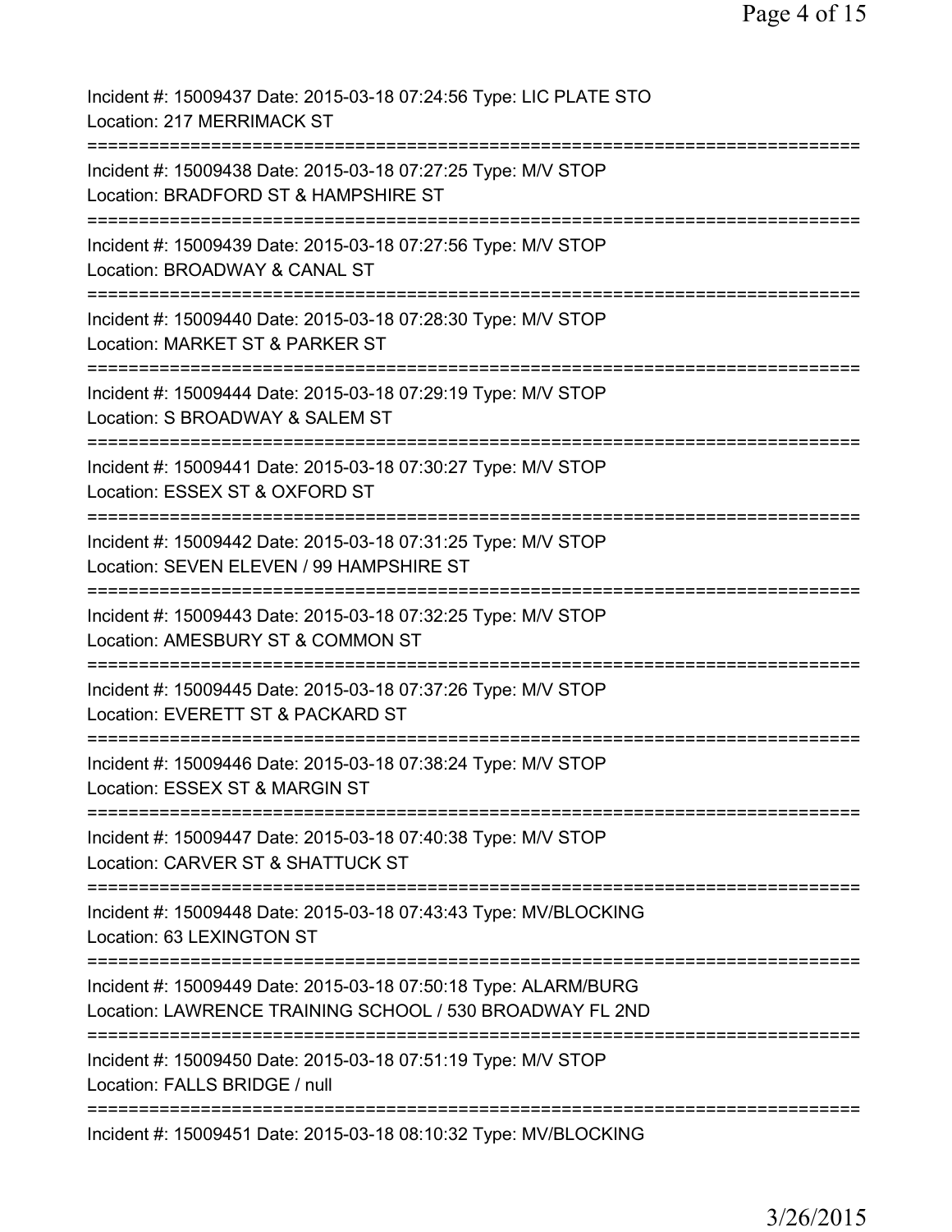Incident #: 15009437 Date: 2015-03-18 07:24:56 Type: LIC PLATE STO
Location: 217 MERRIMACK ST

===========================================================================

Incident #: 15009438 Date: 2015-03-18 07:27:25 Type: M/V STOP
Location: BRADFORD ST & HAMPSHIRE ST

===========================================================================

Incident #: 15009439 Date: 2015-03-18 07:27:56 Type: M/V STOP
Location: BROADWAY & CANAL ST

===========================================================================

Incident #: 15009440 Date: 2015-03-18 07:28:30 Type: M/V STOP
Location: MARKET ST & PARKER ST

===========================================================================

Incident #: 15009444 Date: 2015-03-18 07:29:19 Type: M/V STOP
Location: S BROADWAY & SALEM ST

===========================================================================

Incident #: 15009441 Date: 2015-03-18 07:30:27 Type: M/V STOP
Location: ESSEX ST & OXFORD ST

===========================================================================

Incident #: 15009442 Date: 2015-03-18 07:31:25 Type: M/V STOP
Location: SEVEN ELEVEN / 99 HAMPSHIRE ST

===========================================================================

Incident #: 15009443 Date: 2015-03-18 07:32:25 Type: M/V STOP
Location: AMESBURY ST & COMMON ST

===========================================================================

Incident #: 15009445 Date: 2015-03-18 07:37:26 Type: M/V STOP
Location: EVERETT ST & PACKARD ST

===========================================================================

Incident #: 15009446 Date: 2015-03-18 07:38:24 Type: M/V STOP
Location: ESSEX ST & MARGIN ST

===========================================================================

Incident #: 15009447 Date: 2015-03-18 07:40:38 Type: M/V STOP
Location: CARVER ST & SHATTUCK ST

===========================================================================

Incident #: 15009448 Date: 2015-03-18 07:43:43 Type: MV/BLOCKING
Location: 63 LEXINGTON ST

===========================================================================

Incident #: 15009449 Date: 2015-03-18 07:50:18 Type: ALARM/BURG
Location: LAWRENCE TRAINING SCHOOL / 530 BROADWAY FL 2ND

===========================================================================

Incident #: 15009450 Date: 2015-03-18 07:51:19 Type: M/V STOP
Location: FALLS BRIDGE / null

===========================================================================

Incident #: 15009451 Date: 2015-03-18 08:10:32 Type: MV/BLOCKING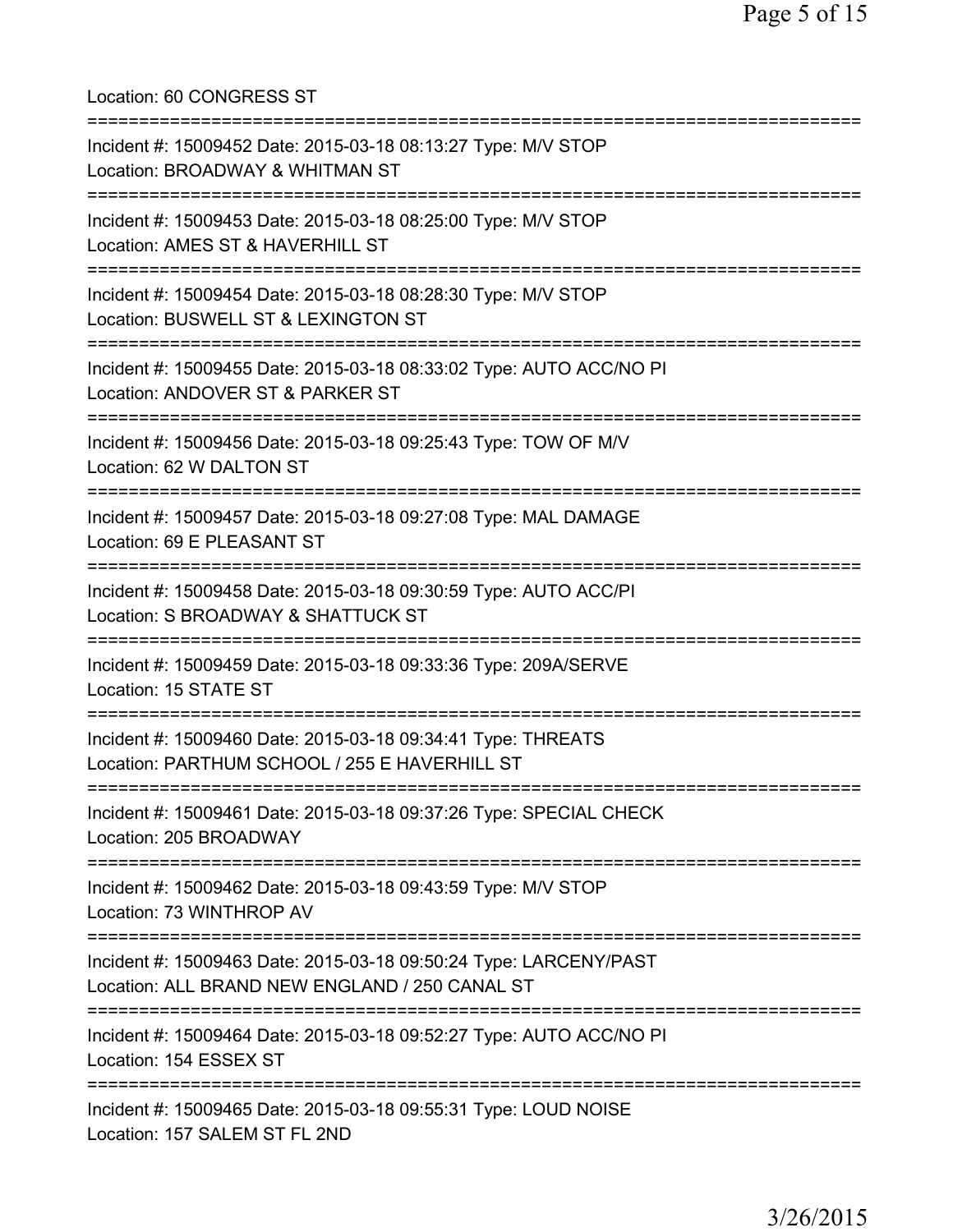Location: 60 CONGRESS ST

===========================================================================

Incident #: 15009452 Date: 2015-03-18 08:13:27 Type: M/V STOP
Location: BROADWAY & WHITMAN ST

===========================================================================

Incident #: 15009453 Date: 2015-03-18 08:25:00 Type: M/V STOP
Location: AMES ST & HAVERHILL ST

===========================================================================

Incident #: 15009454 Date: 2015-03-18 08:28:30 Type: M/V STOP
Location: BUSWELL ST & LEXINGTON ST

===========================================================================

Incident #: 15009455 Date: 2015-03-18 08:33:02 Type: AUTO ACC/NO PI
Location: ANDOVER ST & PARKER ST

===========================================================================

Incident #: 15009456 Date: 2015-03-18 09:25:43 Type: TOW OF M/V
Location: 62 W DALTON ST

===========================================================================

Incident #: 15009457 Date: 2015-03-18 09:27:08 Type: MAL DAMAGE
Location: 69 E PLEASANT ST

===========================================================================

Incident #: 15009458 Date: 2015-03-18 09:30:59 Type: AUTO ACC/PI
Location: S BROADWAY & SHATTUCK ST

===========================================================================

Incident #: 15009459 Date: 2015-03-18 09:33:36 Type: 209A/SERVE
Location: 15 STATE ST

===========================================================================

Incident #: 15009460 Date: 2015-03-18 09:34:41 Type: THREATS
Location: PARTHUM SCHOOL / 255 E HAVERHILL ST

===========================================================================

Incident #: 15009461 Date: 2015-03-18 09:37:26 Type: SPECIAL CHECK
Location: 205 BROADWAY

===========================================================================

Incident #: 15009462 Date: 2015-03-18 09:43:59 Type: M/V STOP
Location: 73 WINTHROP AV

===========================================================================

Incident #: 15009463 Date: 2015-03-18 09:50:24 Type: LARCENY/PAST
Location: ALL BRAND NEW ENGLAND / 250 CANAL ST

===========================================================================

Incident #: 15009464 Date: 2015-03-18 09:52:27 Type: AUTO ACC/NO PI
Location: 154 ESSEX ST

===========================================================================

Incident #: 15009465 Date: 2015-03-18 09:55:31 Type: LOUD NOISE
Location: 157 SALEM ST FL 2ND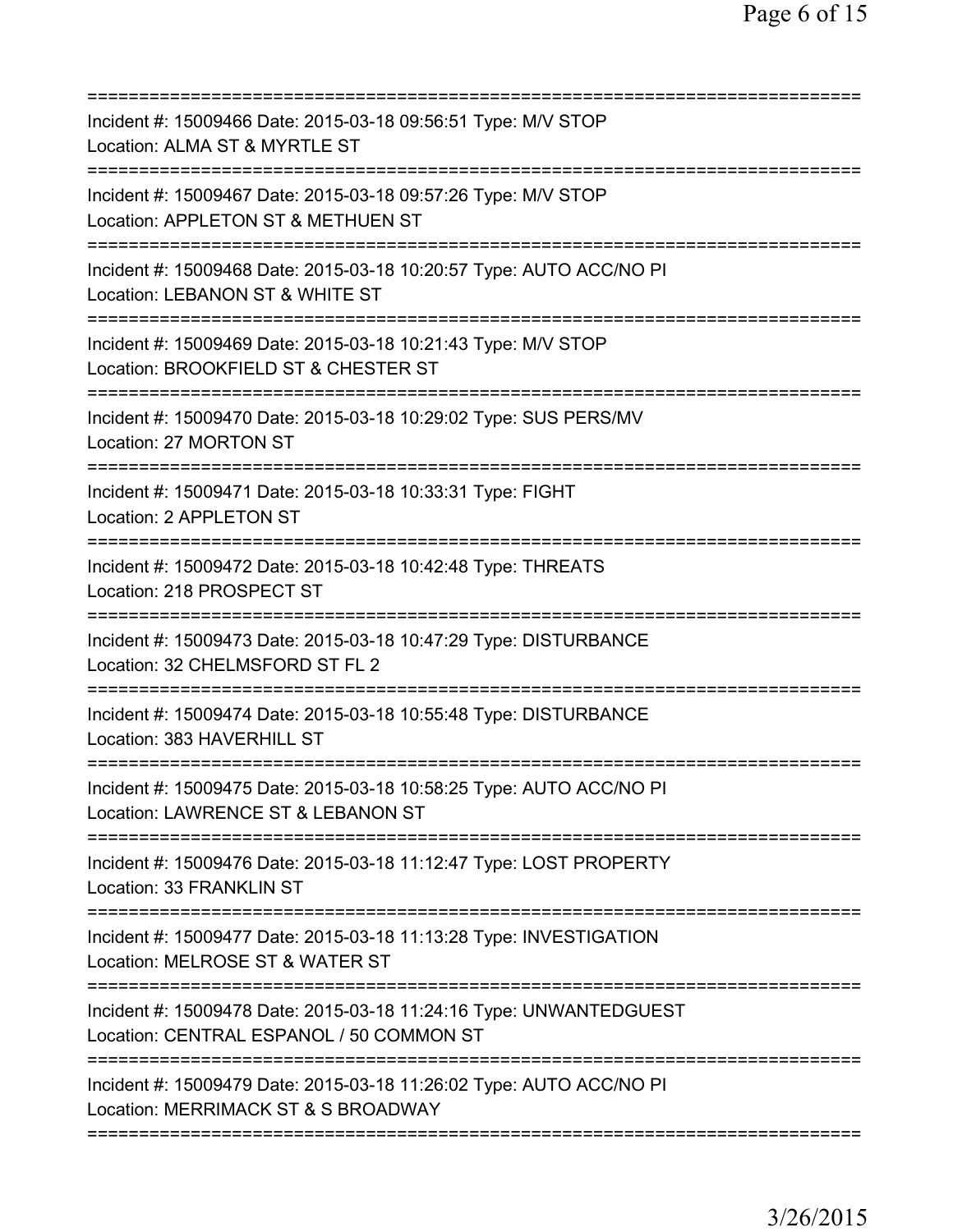===========================================================================
Incident #: 15009466 Date: 2015-03-18 09:56:51 Type: M/V STOP
Location: ALMA ST & MYRTLE ST
===========================================================================
Incident #: 15009467 Date: 2015-03-18 09:57:26 Type: M/V STOP
Location: APPLETON ST & METHUEN ST
===========================================================================
Incident #: 15009468 Date: 2015-03-18 10:20:57 Type: AUTO ACC/NO PI
Location: LEBANON ST & WHITE ST
===========================================================================
Incident #: 15009469 Date: 2015-03-18 10:21:43 Type: M/V STOP
Location: BROOKFIELD ST & CHESTER ST
===========================================================================
Incident #: 15009470 Date: 2015-03-18 10:29:02 Type: SUS PERS/MV
Location: 27 MORTON ST
===========================================================================
Incident #: 15009471 Date: 2015-03-18 10:33:31 Type: FIGHT
Location: 2 APPLETON ST
===========================================================================
Incident #: 15009472 Date: 2015-03-18 10:42:48 Type: THREATS
Location: 218 PROSPECT ST
===========================================================================
Incident #: 15009473 Date: 2015-03-18 10:47:29 Type: DISTURBANCE
Location: 32 CHELMSFORD ST FL 2
===========================================================================
Incident #: 15009474 Date: 2015-03-18 10:55:48 Type: DISTURBANCE
Location: 383 HAVERHILL ST
===========================================================================
Incident #: 15009475 Date: 2015-03-18 10:58:25 Type: AUTO ACC/NO PI
Location: LAWRENCE ST & LEBANON ST
===========================================================================
Incident #: 15009476 Date: 2015-03-18 11:12:47 Type: LOST PROPERTY
Location: 33 FRANKLIN ST
===========================================================================
Incident #: 15009477 Date: 2015-03-18 11:13:28 Type: INVESTIGATION
Location: MELROSE ST & WATER ST
===========================================================================
Incident #: 15009478 Date: 2015-03-18 11:24:16 Type: UNWANTEDGUEST
Location: CENTRAL ESPANOL / 50 COMMON ST
===========================================================================
Incident #: 15009479 Date: 2015-03-18 11:26:02 Type: AUTO ACC/NO PI
Location: MERRIMACK ST & S BROADWAY
===========================================================================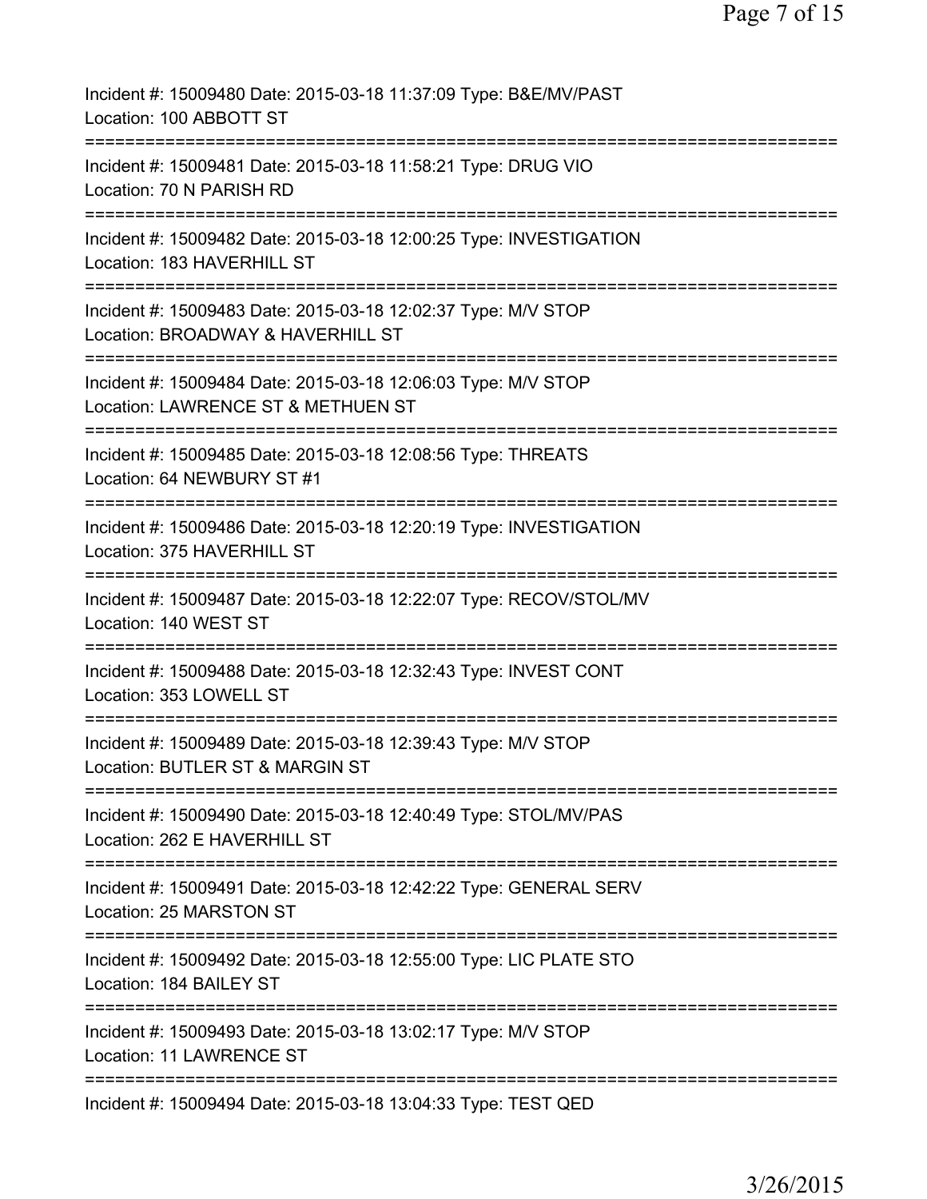Incident #: 15009480 Date: 2015-03-18 11:37:09 Type: B&E/MV/PAST
Location: 100 ABBOTT ST
===========================================================================
Incident #: 15009481 Date: 2015-03-18 11:58:21 Type: DRUG VIO
Location: 70 N PARISH RD
===========================================================================
Incident #: 15009482 Date: 2015-03-18 12:00:25 Type: INVESTIGATION
Location: 183 HAVERHILL ST
===========================================================================
Incident #: 15009483 Date: 2015-03-18 12:02:37 Type: M/V STOP
Location: BROADWAY & HAVERHILL ST
===========================================================================
Incident #: 15009484 Date: 2015-03-18 12:06:03 Type: M/V STOP
Location: LAWRENCE ST & METHUEN ST
===========================================================================
Incident #: 15009485 Date: 2015-03-18 12:08:56 Type: THREATS
Location: 64 NEWBURY ST #1
===========================================================================
Incident #: 15009486 Date: 2015-03-18 12:20:19 Type: INVESTIGATION
Location: 375 HAVERHILL ST
===========================================================================
Incident #: 15009487 Date: 2015-03-18 12:22:07 Type: RECOV/STOL/MV
Location: 140 WEST ST
===========================================================================
Incident #: 15009488 Date: 2015-03-18 12:32:43 Type: INVEST CONT
Location: 353 LOWELL ST
===========================================================================
Incident #: 15009489 Date: 2015-03-18 12:39:43 Type: M/V STOP
Location: BUTLER ST & MARGIN ST
===========================================================================
Incident #: 15009490 Date: 2015-03-18 12:40:49 Type: STOL/MV/PAS
Location: 262 E HAVERHILL ST
===========================================================================
Incident #: 15009491 Date: 2015-03-18 12:42:22 Type: GENERAL SERV
Location: 25 MARSTON ST
===========================================================================
Incident #: 15009492 Date: 2015-03-18 12:55:00 Type: LIC PLATE STO
Location: 184 BAILEY ST
===========================================================================
Incident #: 15009493 Date: 2015-03-18 13:02:17 Type: M/V STOP
Location: 11 LAWRENCE ST
===========================================================================
Incident #: 15009494 Date: 2015-03-18 13:04:33 Type: TEST QED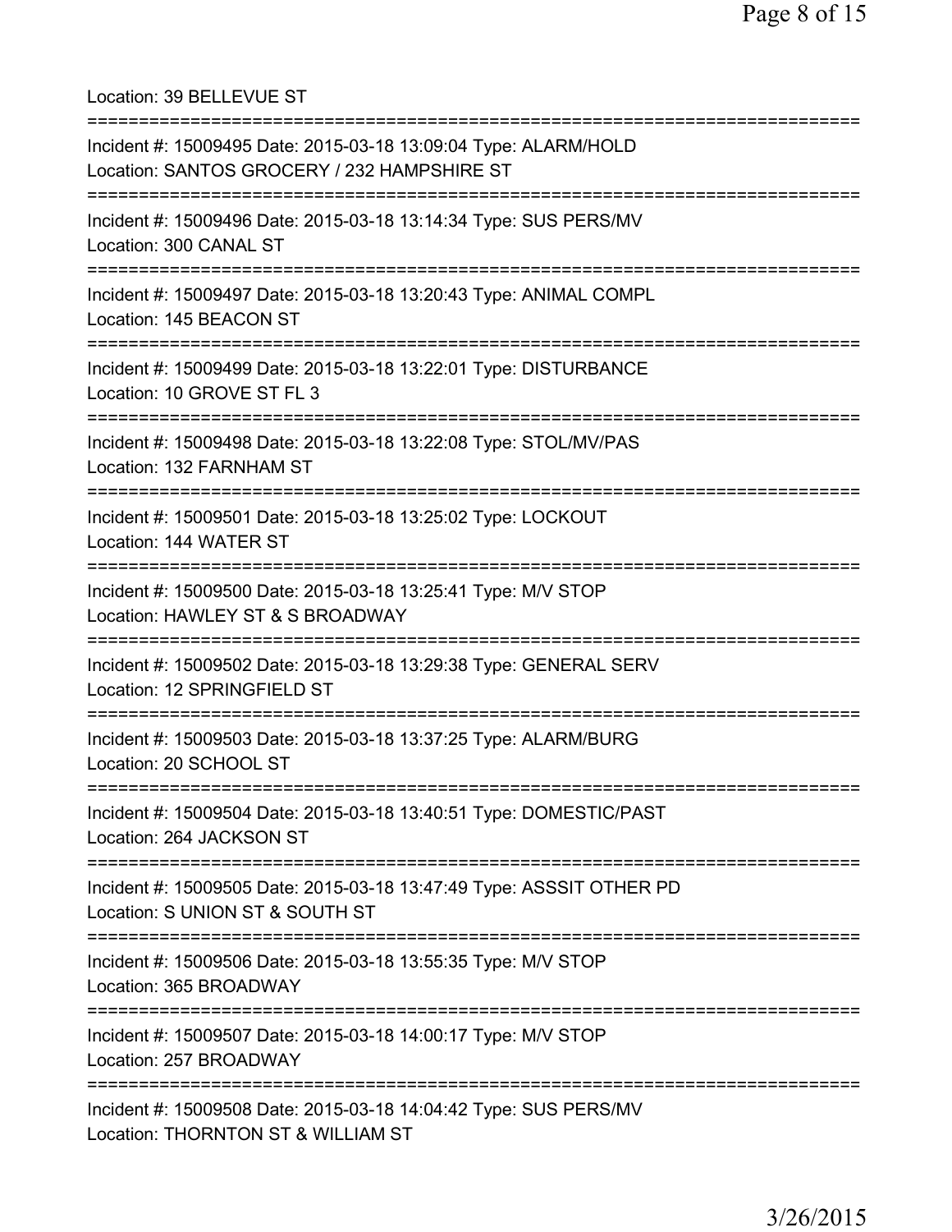Location: 39 BELLEVUE ST

===========================================================================

Incident #: 15009495 Date: 2015-03-18 13:09:04 Type: ALARM/HOLD
Location: SANTOS GROCERY / 232 HAMPSHIRE ST

===========================================================================

Incident #: 15009496 Date: 2015-03-18 13:14:34 Type: SUS PERS/MV
Location: 300 CANAL ST

===========================================================================

Incident #: 15009497 Date: 2015-03-18 13:20:43 Type: ANIMAL COMPL
Location: 145 BEACON ST

===========================================================================

Incident #: 15009499 Date: 2015-03-18 13:22:01 Type: DISTURBANCE
Location: 10 GROVE ST FL 3

===========================================================================

Incident #: 15009498 Date: 2015-03-18 13:22:08 Type: STOL/MV/PAS
Location: 132 FARNHAM ST

===========================================================================

Incident #: 15009501 Date: 2015-03-18 13:25:02 Type: LOCKOUT
Location: 144 WATER ST

===========================================================================

Incident #: 15009500 Date: 2015-03-18 13:25:41 Type: M/V STOP
Location: HAWLEY ST & S BROADWAY

===========================================================================

Incident #: 15009502 Date: 2015-03-18 13:29:38 Type: GENERAL SERV
Location: 12 SPRINGFIELD ST

===========================================================================

Incident #: 15009503 Date: 2015-03-18 13:37:25 Type: ALARM/BURG
Location: 20 SCHOOL ST

===========================================================================

Incident #: 15009504 Date: 2015-03-18 13:40:51 Type: DOMESTIC/PAST
Location: 264 JACKSON ST

===========================================================================

Incident #: 15009505 Date: 2015-03-18 13:47:49 Type: ASSSIT OTHER PD
Location: S UNION ST & SOUTH ST

===========================================================================

Incident #: 15009506 Date: 2015-03-18 13:55:35 Type: M/V STOP
Location: 365 BROADWAY

===========================================================================

Incident #: 15009507 Date: 2015-03-18 14:00:17 Type: M/V STOP
Location: 257 BROADWAY

===========================================================================

Incident #: 15009508 Date: 2015-03-18 14:04:42 Type: SUS PERS/MV
Location: THORNTON ST & WILLIAM ST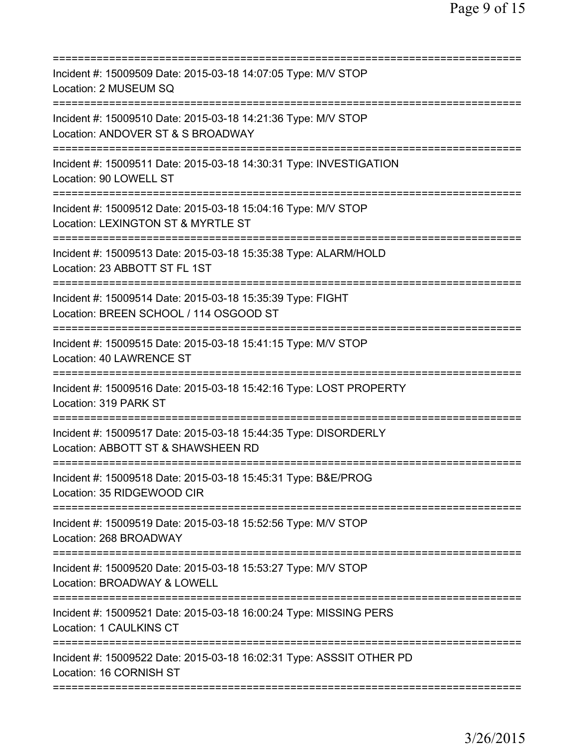==============================================================================
Incident #: 15009509 Date: 2015-03-18 14:07:05 Type: M/V STOP
Location: 2 MUSEUM SQ
==============================================================================
Incident #: 15009510 Date: 2015-03-18 14:21:36 Type: M/V STOP
Location: ANDOVER ST & S BROADWAY
==============================================================================
Incident #: 15009511 Date: 2015-03-18 14:30:31 Type: INVESTIGATION
Location: 90 LOWELL ST
==============================================================================
Incident #: 15009512 Date: 2015-03-18 15:04:16 Type: M/V STOP
Location: LEXINGTON ST & MYRTLE ST
==============================================================================
Incident #: 15009513 Date: 2015-03-18 15:35:38 Type: ALARM/HOLD
Location: 23 ABBOTT ST FL 1ST
==============================================================================
Incident #: 15009514 Date: 2015-03-18 15:35:39 Type: FIGHT
Location: BREEN SCHOOL / 114 OSGOOD ST
==============================================================================
Incident #: 15009515 Date: 2015-03-18 15:41:15 Type: M/V STOP
Location: 40 LAWRENCE ST
==============================================================================
Incident #: 15009516 Date: 2015-03-18 15:42:16 Type: LOST PROPERTY
Location: 319 PARK ST
==============================================================================
Incident #: 15009517 Date: 2015-03-18 15:44:35 Type: DISORDERLY
Location: ABBOTT ST & SHAWSHEEN RD
==============================================================================
Incident #: 15009518 Date: 2015-03-18 15:45:31 Type: B&E/PROG
Location: 35 RIDGEWOOD CIR
==============================================================================
Incident #: 15009519 Date: 2015-03-18 15:52:56 Type: M/V STOP
Location: 268 BROADWAY
==============================================================================
Incident #: 15009520 Date: 2015-03-18 15:53:27 Type: M/V STOP
Location: BROADWAY & LOWELL
==============================================================================
Incident #: 15009521 Date: 2015-03-18 16:00:24 Type: MISSING PERS
Location: 1 CAULKINS CT
==============================================================================
Incident #: 15009522 Date: 2015-03-18 16:02:31 Type: ASSSIT OTHER PD
Location: 16 CORNISH ST
==============================================================================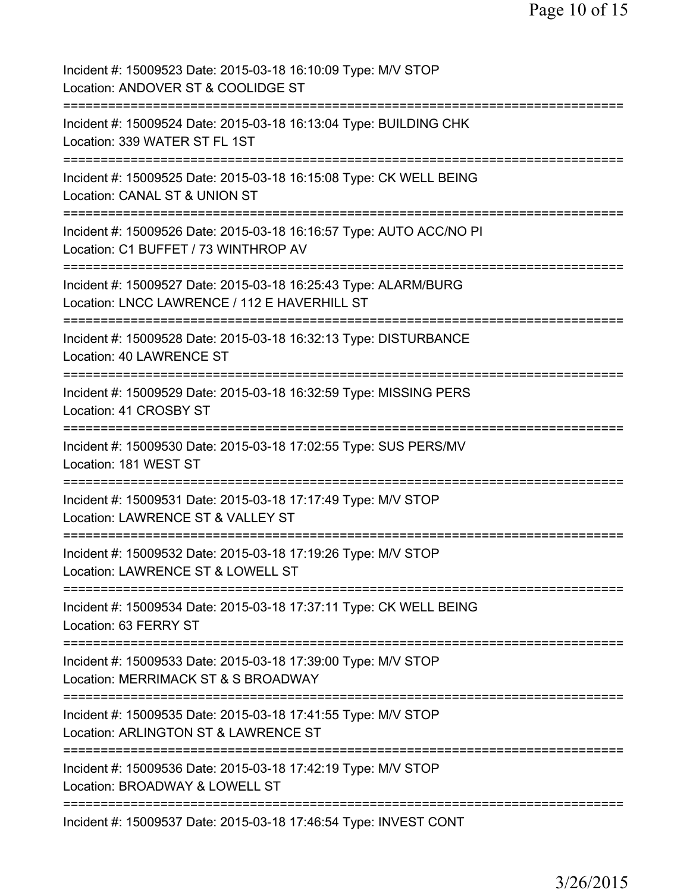Incident #: 15009523 Date: 2015-03-18 16:10:09 Type: M/V STOP
Location: ANDOVER ST & COOLIDGE ST

===========================================================================

Incident #: 15009524 Date: 2015-03-18 16:13:04 Type: BUILDING CHK
Location: 339 WATER ST FL 1ST

===========================================================================

Incident #: 15009525 Date: 2015-03-18 16:15:08 Type: CK WELL BEING
Location: CANAL ST & UNION ST

===========================================================================

Incident #: 15009526 Date: 2015-03-18 16:16:57 Type: AUTO ACC/NO PI
Location: C1 BUFFET / 73 WINTHROP AV

===========================================================================

Incident #: 15009527 Date: 2015-03-18 16:25:43 Type: ALARM/BURG
Location: LNCC LAWRENCE / 112 E HAVERHILL ST

===========================================================================

Incident #: 15009528 Date: 2015-03-18 16:32:13 Type: DISTURBANCE
Location: 40 LAWRENCE ST

===========================================================================

Incident #: 15009529 Date: 2015-03-18 16:32:59 Type: MISSING PERS
Location: 41 CROSBY ST

===========================================================================

Incident #: 15009530 Date: 2015-03-18 17:02:55 Type: SUS PERS/MV
Location: 181 WEST ST

===========================================================================

Incident #: 15009531 Date: 2015-03-18 17:17:49 Type: M/V STOP
Location: LAWRENCE ST & VALLEY ST

===========================================================================

Incident #: 15009532 Date: 2015-03-18 17:19:26 Type: M/V STOP
Location: LAWRENCE ST & LOWELL ST

===========================================================================

Incident #: 15009534 Date: 2015-03-18 17:37:11 Type: CK WELL BEING
Location: 63 FERRY ST

===========================================================================

Incident #: 15009533 Date: 2015-03-18 17:39:00 Type: M/V STOP
Location: MERRIMACK ST & S BROADWAY

===========================================================================

Incident #: 15009535 Date: 2015-03-18 17:41:55 Type: M/V STOP
Location: ARLINGTON ST & LAWRENCE ST

===========================================================================

Incident #: 15009536 Date: 2015-03-18 17:42:19 Type: M/V STOP
Location: BROADWAY & LOWELL ST

===========================================================================

Incident #: 15009537 Date: 2015-03-18 17:46:54 Type: INVEST CONT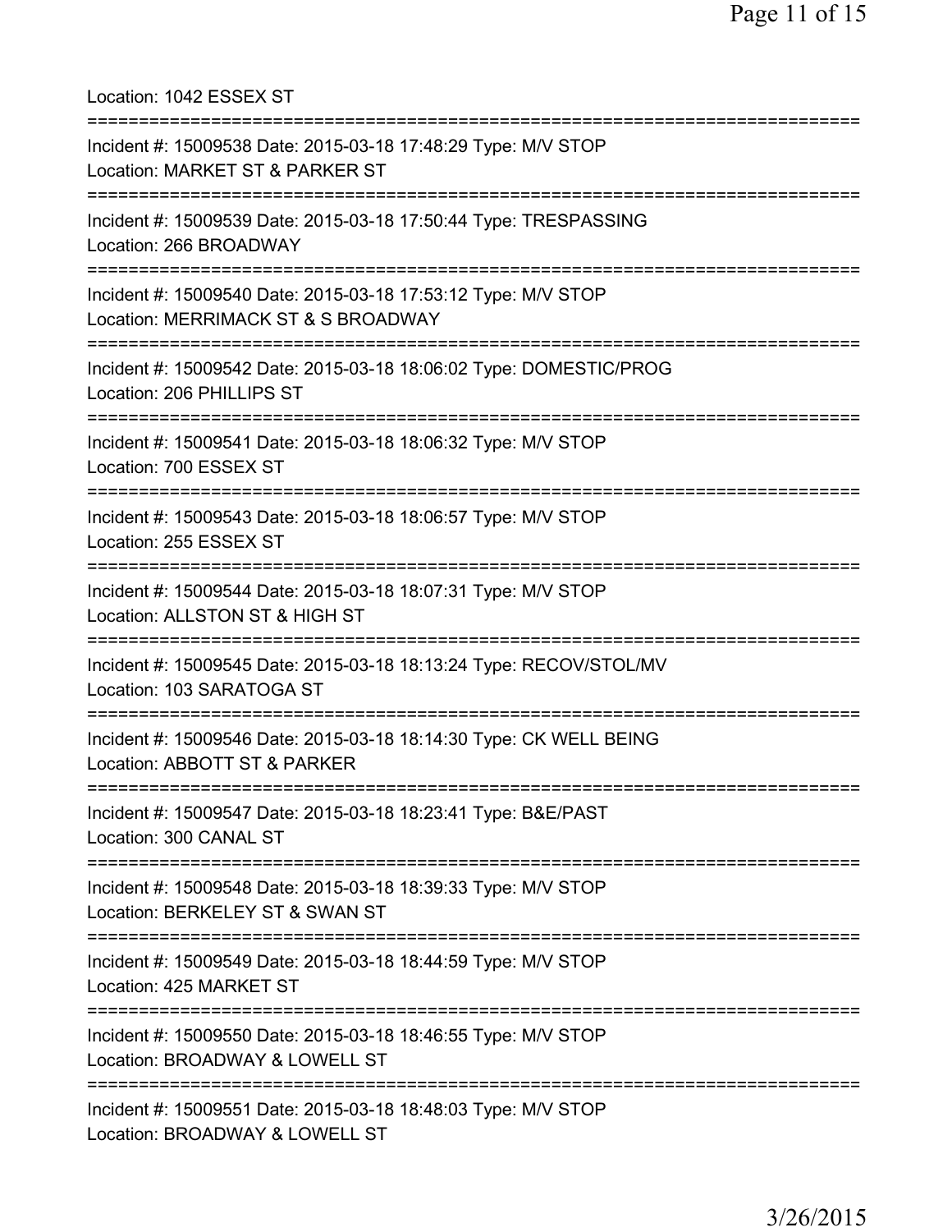Location: 1042 ESSEX ST

===========================================================================

Incident #: 15009538 Date: 2015-03-18 17:48:29 Type: M/V STOP
Location: MARKET ST & PARKER ST

===========================================================================

Incident #: 15009539 Date: 2015-03-18 17:50:44 Type: TRESPASSING
Location: 266 BROADWAY

===========================================================================

Incident #: 15009540 Date: 2015-03-18 17:53:12 Type: M/V STOP
Location: MERRIMACK ST & S BROADWAY

===========================================================================

Incident #: 15009542 Date: 2015-03-18 18:06:02 Type: DOMESTIC/PROG
Location: 206 PHILLIPS ST

===========================================================================

Incident #: 15009541 Date: 2015-03-18 18:06:32 Type: M/V STOP
Location: 700 ESSEX ST

===========================================================================

Incident #: 15009543 Date: 2015-03-18 18:06:57 Type: M/V STOP
Location: 255 ESSEX ST

===========================================================================

Incident #: 15009544 Date: 2015-03-18 18:07:31 Type: M/V STOP
Location: ALLSTON ST & HIGH ST

===========================================================================

Incident #: 15009545 Date: 2015-03-18 18:13:24 Type: RECOV/STOL/MV
Location: 103 SARATOGA ST

===========================================================================

Incident #: 15009546 Date: 2015-03-18 18:14:30 Type: CK WELL BEING
Location: ABBOTT ST & PARKER

===========================================================================

Incident #: 15009547 Date: 2015-03-18 18:23:41 Type: B&E/PAST
Location: 300 CANAL ST

===========================================================================

Incident #: 15009548 Date: 2015-03-18 18:39:33 Type: M/V STOP
Location: BERKELEY ST & SWAN ST

===========================================================================

Incident #: 15009549 Date: 2015-03-18 18:44:59 Type: M/V STOP
Location: 425 MARKET ST

===========================================================================

Incident #: 15009550 Date: 2015-03-18 18:46:55 Type: M/V STOP
Location: BROADWAY & LOWELL ST

===========================================================================

Incident #: 15009551 Date: 2015-03-18 18:48:03 Type: M/V STOP
Location: BROADWAY & LOWELL ST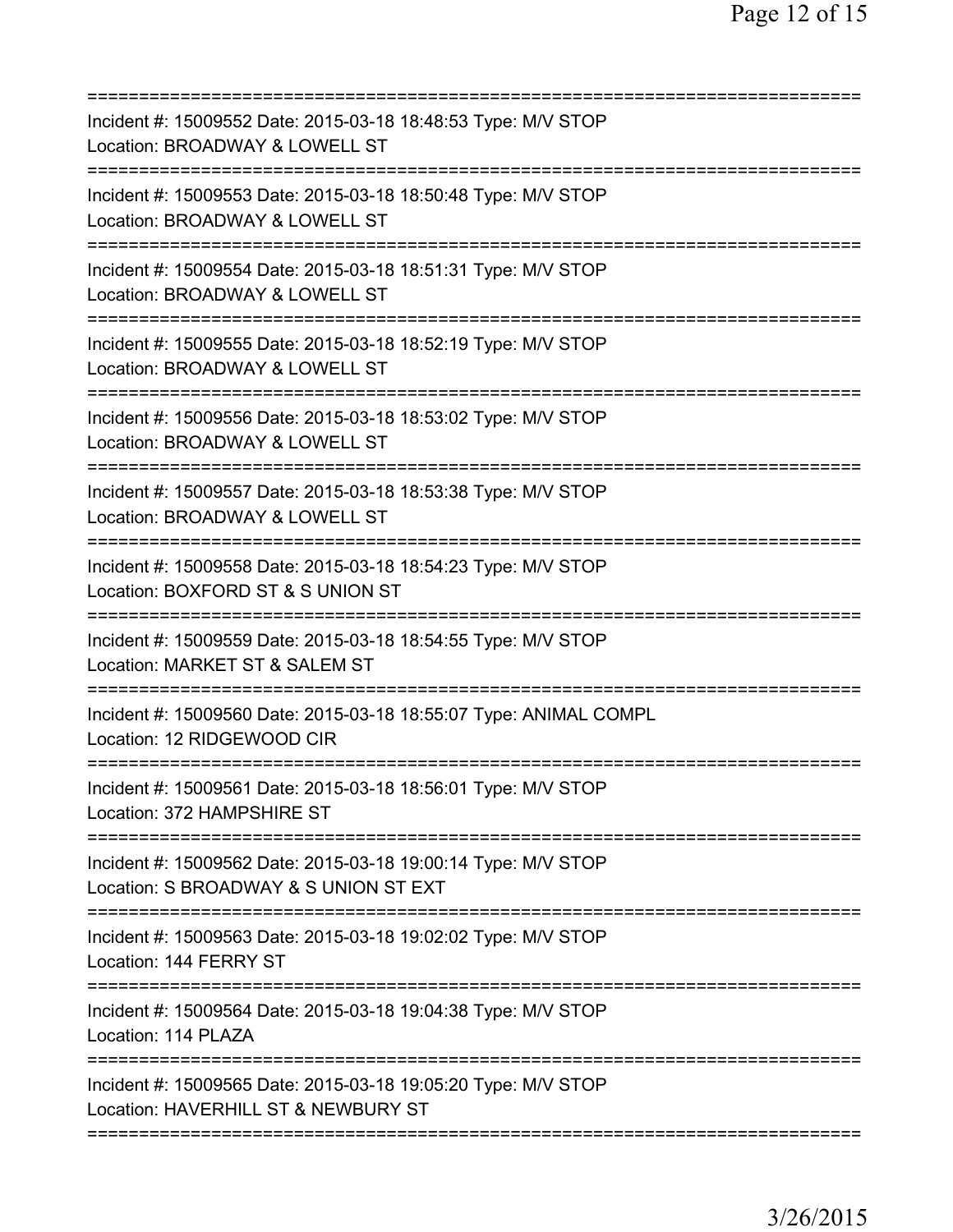===========================================================================

Incident #: 15009552 Date: 2015-03-18 18:48:53 Type: M/V STOP
Location: BROADWAY & LOWELL ST

===========================================================================

Incident #: 15009553 Date: 2015-03-18 18:50:48 Type: M/V STOP
Location: BROADWAY & LOWELL ST

===========================================================================

Incident #: 15009554 Date: 2015-03-18 18:51:31 Type: M/V STOP
Location: BROADWAY & LOWELL ST

===========================================================================

Incident #: 15009555 Date: 2015-03-18 18:52:19 Type: M/V STOP
Location: BROADWAY & LOWELL ST

===========================================================================

Incident #: 15009556 Date: 2015-03-18 18:53:02 Type: M/V STOP
Location: BROADWAY & LOWELL ST

===========================================================================

Incident #: 15009557 Date: 2015-03-18 18:53:38 Type: M/V STOP
Location: BROADWAY & LOWELL ST

===========================================================================

Incident #: 15009558 Date: 2015-03-18 18:54:23 Type: M/V STOP
Location: BOXFORD ST & S UNION ST

===========================================================================

Incident #: 15009559 Date: 2015-03-18 18:54:55 Type: M/V STOP
Location: MARKET ST & SALEM ST

===========================================================================

Incident #: 15009560 Date: 2015-03-18 18:55:07 Type: ANIMAL COMPL
Location: 12 RIDGEWOOD CIR

===========================================================================

Incident #: 15009561 Date: 2015-03-18 18:56:01 Type: M/V STOP
Location: 372 HAMPSHIRE ST

===========================================================================

Incident #: 15009562 Date: 2015-03-18 19:00:14 Type: M/V STOP
Location: S BROADWAY & S UNION ST EXT

===========================================================================

Incident #: 15009563 Date: 2015-03-18 19:02:02 Type: M/V STOP
Location: 144 FERRY ST

===========================================================================

Incident #: 15009564 Date: 2015-03-18 19:04:38 Type: M/V STOP
Location: 114 PLAZA

===========================================================================

Incident #: 15009565 Date: 2015-03-18 19:05:20 Type: M/V STOP
Location: HAVERHILL ST & NEWBURY ST

===========================================================================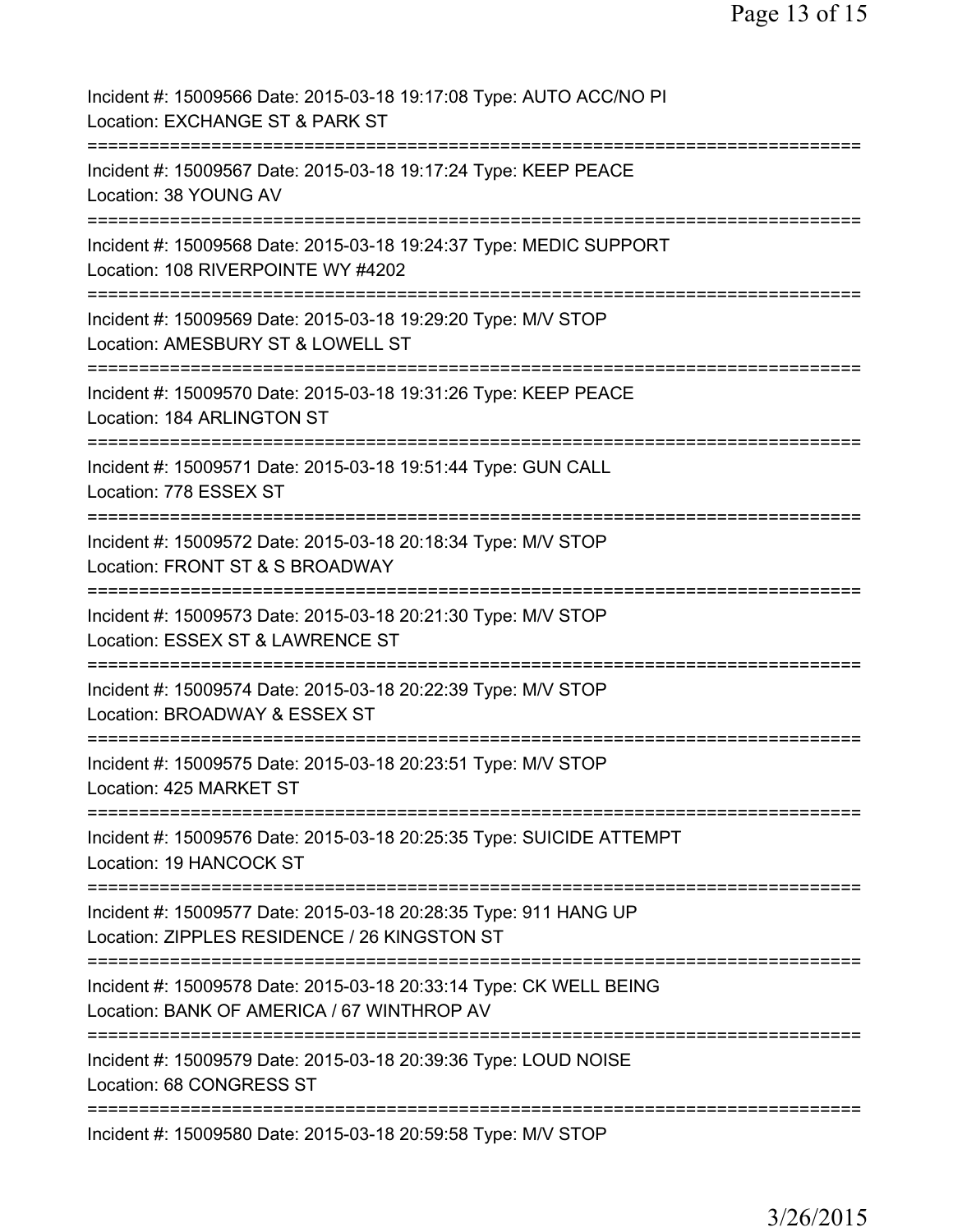Incident #: 15009566 Date: 2015-03-18 19:17:08 Type: AUTO ACC/NO PI
Location: EXCHANGE ST & PARK ST

===========================================================================

Incident #: 15009567 Date: 2015-03-18 19:17:24 Type: KEEP PEACE
Location: 38 YOUNG AV

===========================================================================

Incident #: 15009568 Date: 2015-03-18 19:24:37 Type: MEDIC SUPPORT
Location: 108 RIVERPOINTE WY #4202

===========================================================================

Incident #: 15009569 Date: 2015-03-18 19:29:20 Type: M/V STOP
Location: AMESBURY ST & LOWELL ST

===========================================================================

Incident #: 15009570 Date: 2015-03-18 19:31:26 Type: KEEP PEACE
Location: 184 ARLINGTON ST

===========================================================================

Incident #: 15009571 Date: 2015-03-18 19:51:44 Type: GUN CALL
Location: 778 ESSEX ST

===========================================================================

Incident #: 15009572 Date: 2015-03-18 20:18:34 Type: M/V STOP
Location: FRONT ST & S BROADWAY

===========================================================================

Incident #: 15009573 Date: 2015-03-18 20:21:30 Type: M/V STOP
Location: ESSEX ST & LAWRENCE ST

===========================================================================

Incident #: 15009574 Date: 2015-03-18 20:22:39 Type: M/V STOP
Location: BROADWAY & ESSEX ST

===========================================================================

Incident #: 15009575 Date: 2015-03-18 20:23:51 Type: M/V STOP
Location: 425 MARKET ST

===========================================================================

Incident #: 15009576 Date: 2015-03-18 20:25:35 Type: SUICIDE ATTEMPT
Location: 19 HANCOCK ST

===========================================================================

Incident #: 15009577 Date: 2015-03-18 20:28:35 Type: 911 HANG UP
Location: ZIPPLES RESIDENCE / 26 KINGSTON ST

===========================================================================

Incident #: 15009578 Date: 2015-03-18 20:33:14 Type: CK WELL BEING
Location: BANK OF AMERICA / 67 WINTHROP AV

===========================================================================

Incident #: 15009579 Date: 2015-03-18 20:39:36 Type: LOUD NOISE
Location: 68 CONGRESS ST

===========================================================================

Incident #: 15009580 Date: 2015-03-18 20:59:58 Type: M/V STOP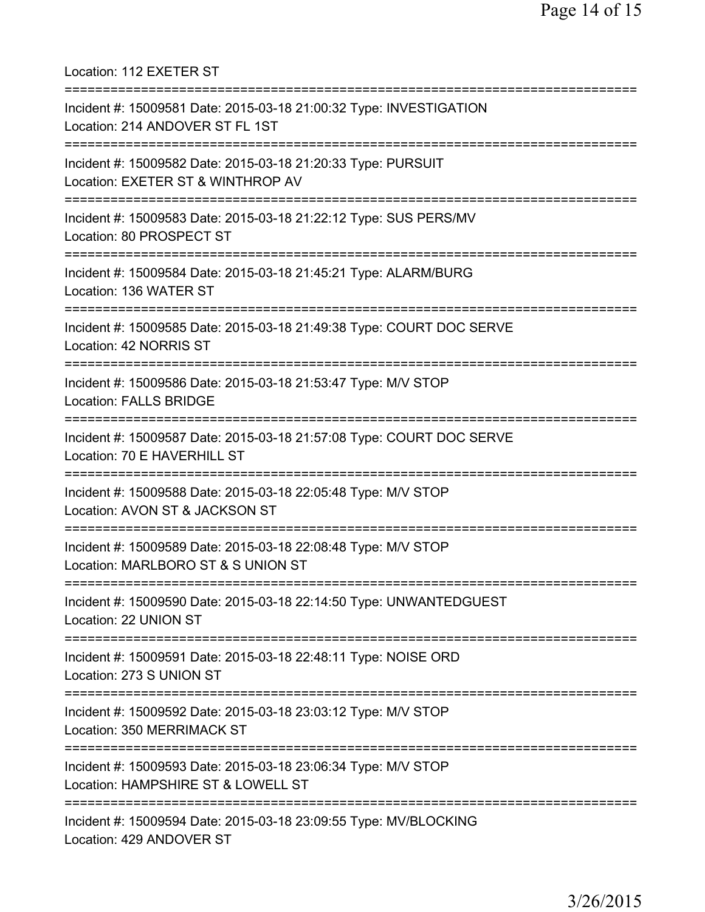Location: 112 EXETER ST

===========================================================================

Incident #: 15009581 Date: 2015-03-18 21:00:32 Type: INVESTIGATION
Location: 214 ANDOVER ST FL 1ST

===========================================================================

Incident #: 15009582 Date: 2015-03-18 21:20:33 Type: PURSUIT
Location: EXETER ST & WINTHROP AV

===========================================================================

Incident #: 15009583 Date: 2015-03-18 21:22:12 Type: SUS PERS/MV
Location: 80 PROSPECT ST

===========================================================================

Incident #: 15009584 Date: 2015-03-18 21:45:21 Type: ALARM/BURG
Location: 136 WATER ST

===========================================================================

Incident #: 15009585 Date: 2015-03-18 21:49:38 Type: COURT DOC SERVE
Location: 42 NORRIS ST

===========================================================================

Incident #: 15009586 Date: 2015-03-18 21:53:47 Type: M/V STOP
Location: FALLS BRIDGE

===========================================================================

Incident #: 15009587 Date: 2015-03-18 21:57:08 Type: COURT DOC SERVE
Location: 70 E HAVERHILL ST

===========================================================================

Incident #: 15009588 Date: 2015-03-18 22:05:48 Type: M/V STOP
Location: AVON ST & JACKSON ST

===========================================================================

Incident #: 15009589 Date: 2015-03-18 22:08:48 Type: M/V STOP
Location: MARLBORO ST & S UNION ST

===========================================================================

Incident #: 15009590 Date: 2015-03-18 22:14:50 Type: UNWANTEDGUEST
Location: 22 UNION ST

===========================================================================

Incident #: 15009591 Date: 2015-03-18 22:48:11 Type: NOISE ORD
Location: 273 S UNION ST

===========================================================================

Incident #: 15009592 Date: 2015-03-18 23:03:12 Type: M/V STOP
Location: 350 MERRIMACK ST

===========================================================================

Incident #: 15009593 Date: 2015-03-18 23:06:34 Type: M/V STOP
Location: HAMPSHIRE ST & LOWELL ST

===========================================================================

Incident #: 15009594 Date: 2015-03-18 23:09:55 Type: MV/BLOCKING
Location: 429 ANDOVER ST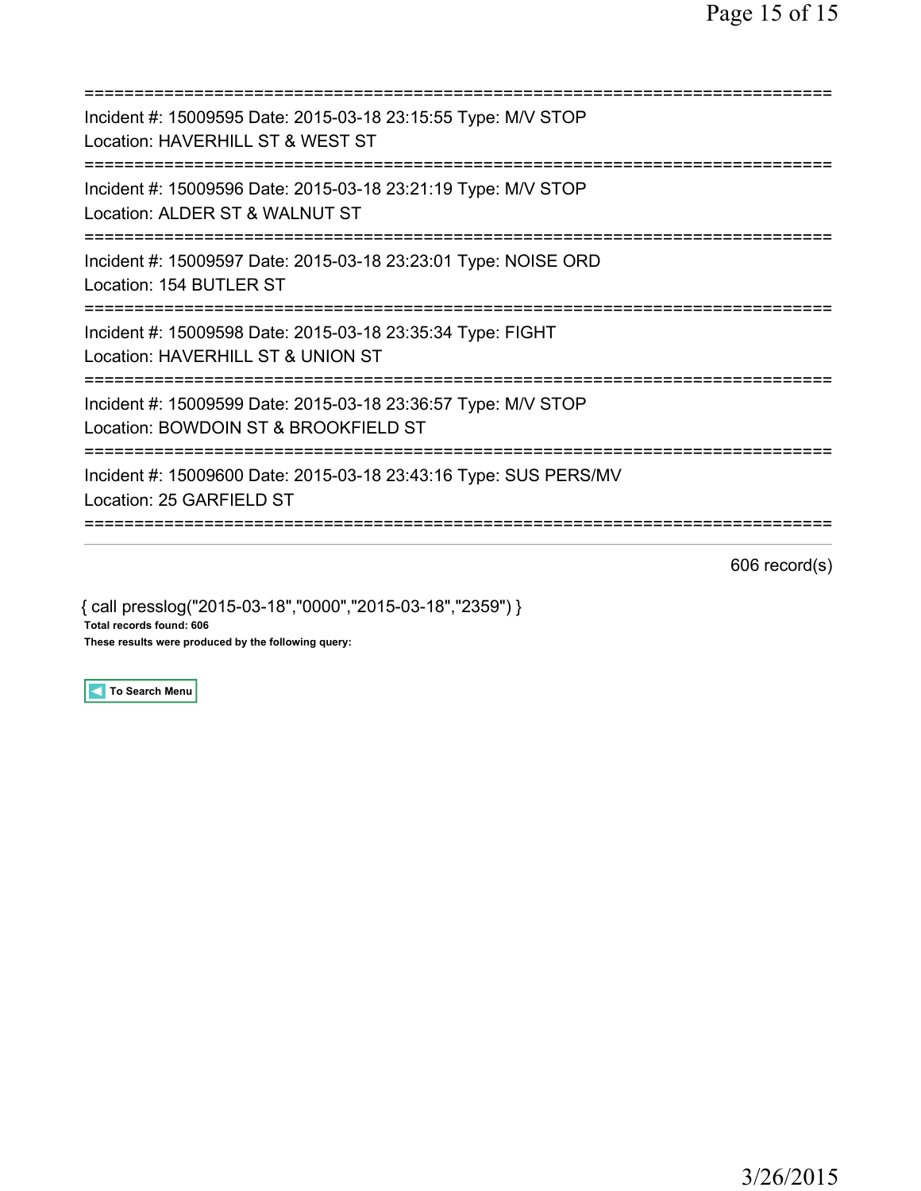===========================================================================

Incident #: 15009595 Date: 2015-03-18 23:15:55 Type: M/V STOP
Location: HAVERHILL ST & WEST ST

===========================================================================

Incident #: 15009596 Date: 2015-03-18 23:21:19 Type: M/V STOP
Location: ALDER ST & WALNUT ST

===========================================================================

Incident #: 15009597 Date: 2015-03-18 23:23:01 Type: NOISE ORD
Location: 154 BUTLER ST

===========================================================================

Incident #: 15009598 Date: 2015-03-18 23:35:34 Type: FIGHT
Location: HAVERHILL ST & UNION ST

===========================================================================

Incident #: 15009599 Date: 2015-03-18 23:36:57 Type: M/V STOP
Location: BOWDOIN ST & BROOKFIELD ST

===========================================================================

Incident #: 15009600 Date: 2015-03-18 23:43:16 Type: SUS PERS/MV
Location: 25 GARFIELD ST

===========================================================================

606 record(s)

{ call presslog("2015-03-18","0000","2015-03-18","2359") }

**Total records found: 606**

**These results were produced by the following query:**

To Search Menu